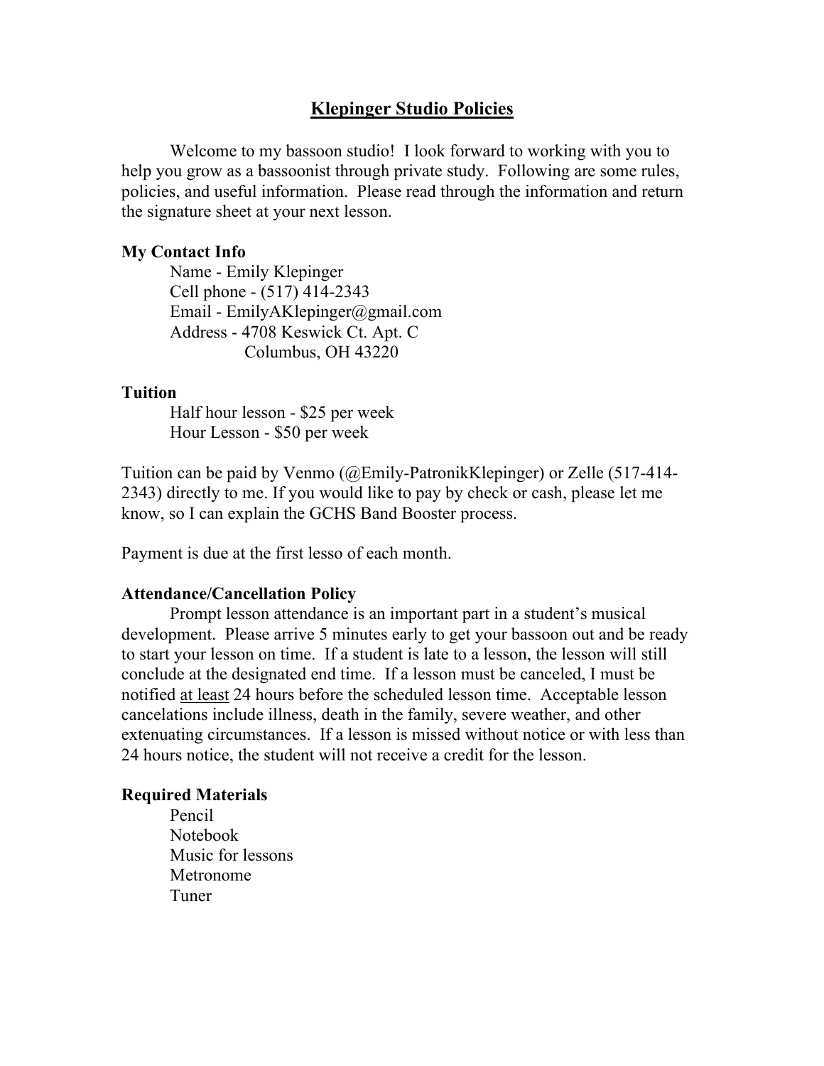# Klepinger Studio Policies

Welcome to my bassoon studio! I look forward to working with you to help you grow as a bassoonist through private study. Following are some rules, policies, and useful information. Please read through the information and return the signature sheet at your next lesson.

**My Contact Info**

Name - Emily Klepinger
Cell phone - (517) 414-2343
Email - EmilyAKlepinger@gmail.com
Address - 4708 Keswick Ct. Apt. C
Columbus, OH 43220

**Tuition**

Half hour lesson - $25 per week
Hour Lesson - $50 per week

Tuition can be paid by Venmo (@Emily-PatronikKlepinger) or Zelle (517-414-2343) directly to me. If you would like to pay by check or cash, please let me know, so I can explain the GCHS Band Booster process.

Payment is due at the first lesso of each month.

**Attendance/Cancellation Policy**

Prompt lesson attendance is an important part in a student's musical development. Please arrive 5 minutes early to get your bassoon out and be ready to start your lesson on time. If a student is late to a lesson, the lesson will still conclude at the designated end time. If a lesson must be canceled, I must be notified at least 24 hours before the scheduled lesson time. Acceptable lesson cancelations include illness, death in the family, severe weather, and other extenuating circumstances. If a lesson is missed without notice or with less than 24 hours notice, the student will not receive a credit for the lesson.

**Required Materials**

Pencil
Notebook
Music for lessons
Metronome
Tuner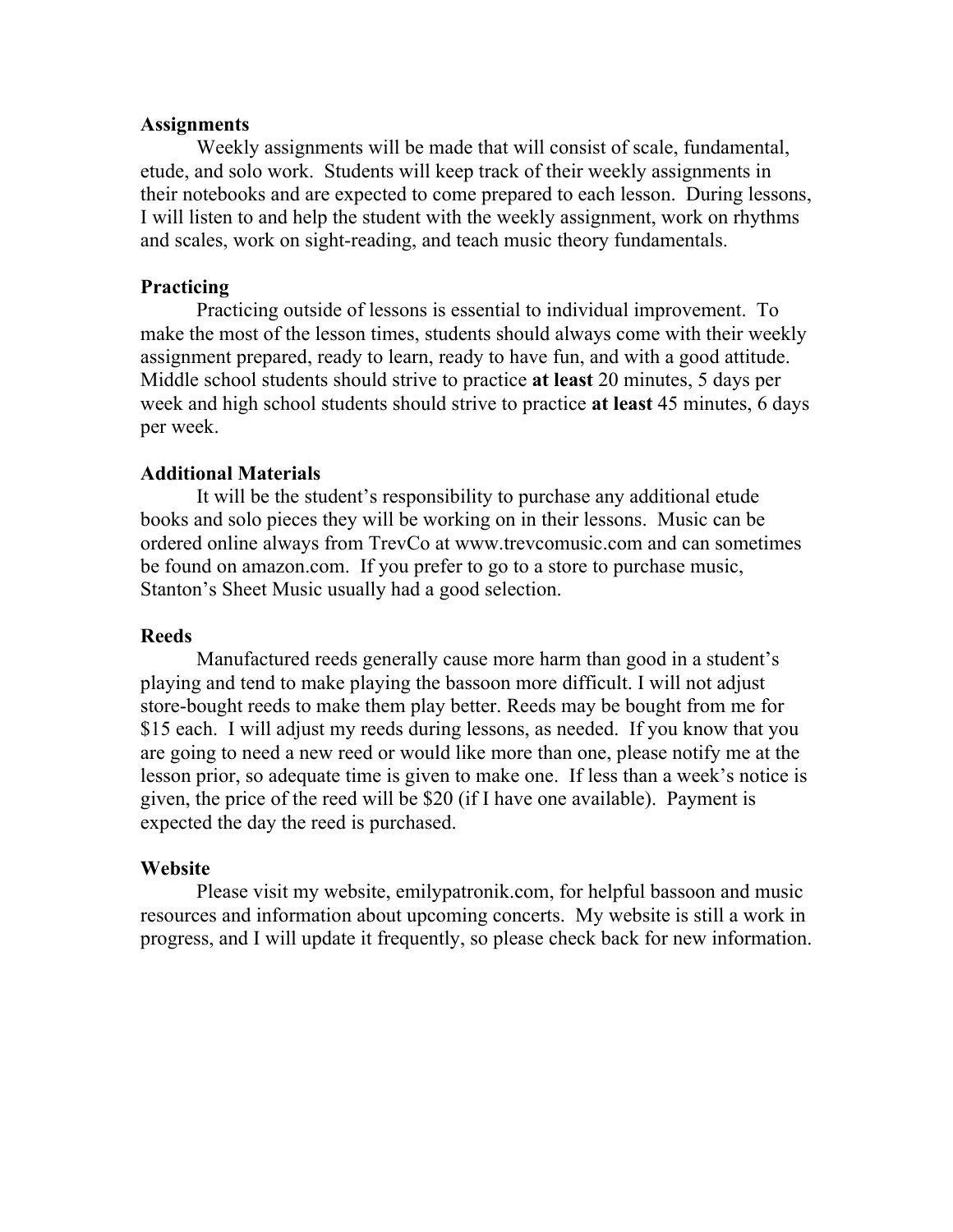**Assignments**

Weekly assignments will be made that will consist of scale, fundamental, etude, and solo work. Students will keep track of their weekly assignments in their notebooks and are expected to come prepared to each lesson. During lessons, I will listen to and help the student with the weekly assignment, work on rhythms and scales, work on sight-reading, and teach music theory fundamentals.

**Practicing**

Practicing outside of lessons is essential to individual improvement. To make the most of the lesson times, students should always come with their weekly assignment prepared, ready to learn, ready to have fun, and with a good attitude. Middle school students should strive to practice **at least** 20 minutes, 5 days per week and high school students should strive to practice **at least** 45 minutes, 6 days per week.

**Additional Materials**

It will be the student's responsibility to purchase any additional etude books and solo pieces they will be working on in their lessons. Music can be ordered online always from TrevCo at www.trevcomusic.com and can sometimes be found on amazon.com. If you prefer to go to a store to purchase music, Stanton's Sheet Music usually had a good selection.

**Reeds**

Manufactured reeds generally cause more harm than good in a student's playing and tend to make playing the bassoon more difficult. I will not adjust store-bought reeds to make them play better. Reeds may be bought from me for $15 each. I will adjust my reeds during lessons, as needed. If you know that you are going to need a new reed or would like more than one, please notify me at the lesson prior, so adequate time is given to make one. If less than a week's notice is given, the price of the reed will be $20 (if I have one available). Payment is expected the day the reed is purchased.

**Website**

Please visit my website, emilypatronik.com, for helpful bassoon and music resources and information about upcoming concerts. My website is still a work in progress, and I will update it frequently, so please check back for new information.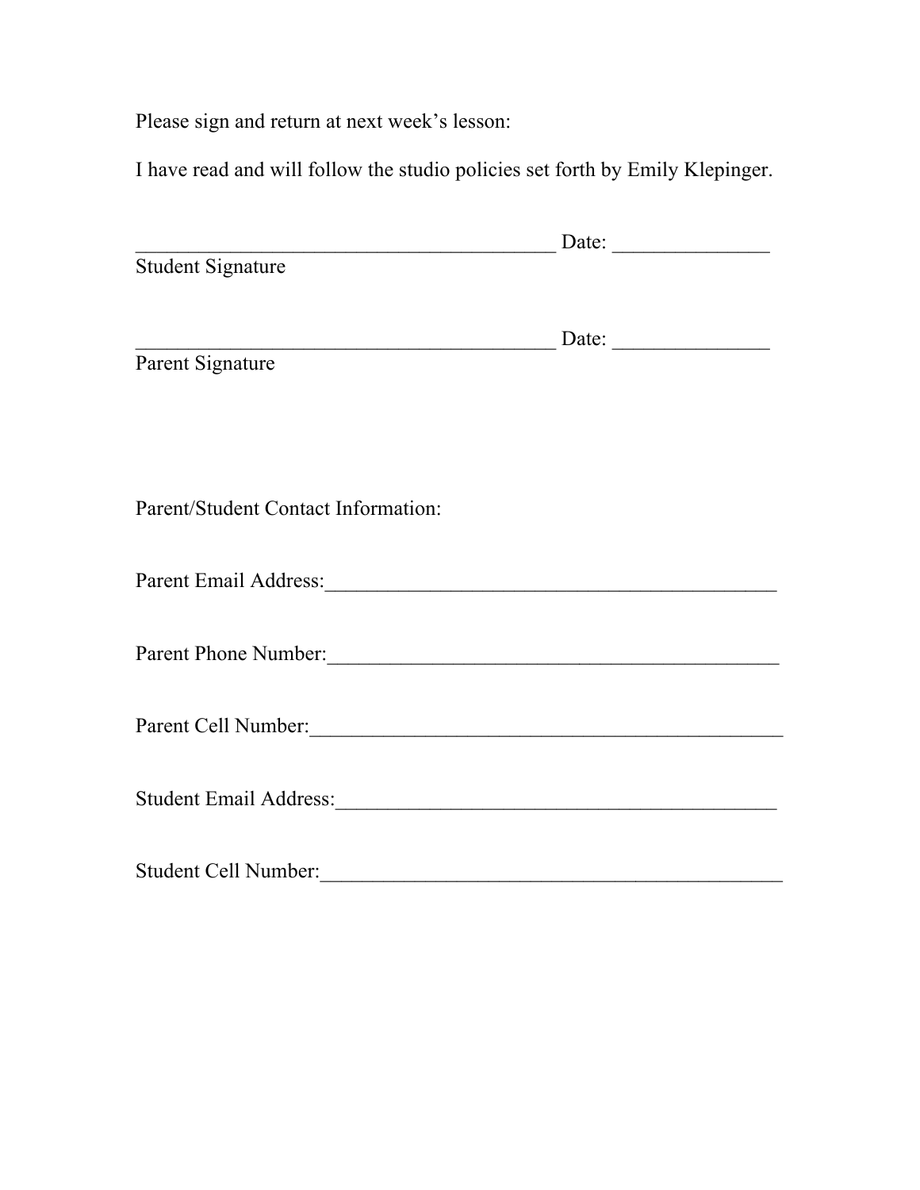Please sign and return at next week's lesson:

I have read and will follow the studio policies set forth by Emily Klepinger.

__________________________________________ Date: _______________
Student Signature

__________________________________________ Date: _______________
Parent Signature

Parent/Student Contact Information:

Parent Email Address:_____________________________________________

Parent Phone Number:_____________________________________________

Parent Cell Number:_______________________________________________

Student Email Address:____________________________________________

Student Cell Number:______________________________________________